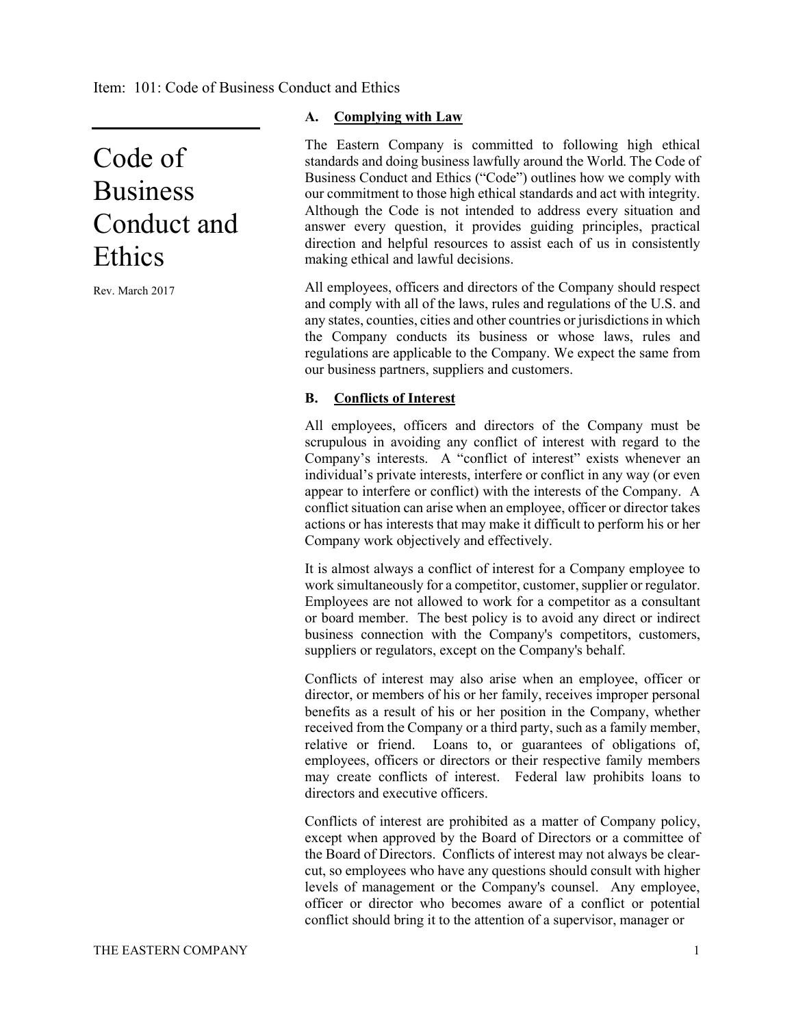Item: 101: Code of Business Conduct and Ethics

# Code of Business Conduct and Ethics

Rev. March 2017

### A. Complying with Law

The Eastern Company is committed to following high ethical standards and doing business lawfully around the World. The Code of Business Conduct and Ethics ("Code") outlines how we comply with our commitment to those high ethical standards and act with integrity. Although the Code is not intended to address every situation and answer every question, it provides guiding principles, practical direction and helpful resources to assist each of us in consistently making ethical and lawful decisions.

All employees, officers and directors of the Company should respect and comply with all of the laws, rules and regulations of the U.S. and any states, counties, cities and other countries or jurisdictions in which the Company conducts its business or whose laws, rules and regulations are applicable to the Company. We expect the same from our business partners, suppliers and customers.

### B. Conflicts of Interest

All employees, officers and directors of the Company must be scrupulous in avoiding any conflict of interest with regard to the Company's interests. A "conflict of interest" exists whenever an individual's private interests, interfere or conflict in any way (or even appear to interfere or conflict) with the interests of the Company. A conflict situation can arise when an employee, officer or director takes actions or has interests that may make it difficult to perform his or her Company work objectively and effectively.

It is almost always a conflict of interest for a Company employee to work simultaneously for a competitor, customer, supplier or regulator. Employees are not allowed to work for a competitor as a consultant or board member. The best policy is to avoid any direct or indirect business connection with the Company's competitors, customers, suppliers or regulators, except on the Company's behalf.

Conflicts of interest may also arise when an employee, officer or director, or members of his or her family, receives improper personal benefits as a result of his or her position in the Company, whether received from the Company or a third party, such as a family member, relative or friend. Loans to, or guarantees of obligations of, employees, officers or directors or their respective family members may create conflicts of interest. Federal law prohibits loans to directors and executive officers.

Conflicts of interest are prohibited as a matter of Company policy, except when approved by the Board of Directors or a committee of the Board of Directors. Conflicts of interest may not always be clear-cut, so employees who have any questions should consult with higher levels of management or the Company's counsel. Any employee, officer or director who becomes aware of a conflict or potential conflict should bring it to the attention of a supervisor, manager or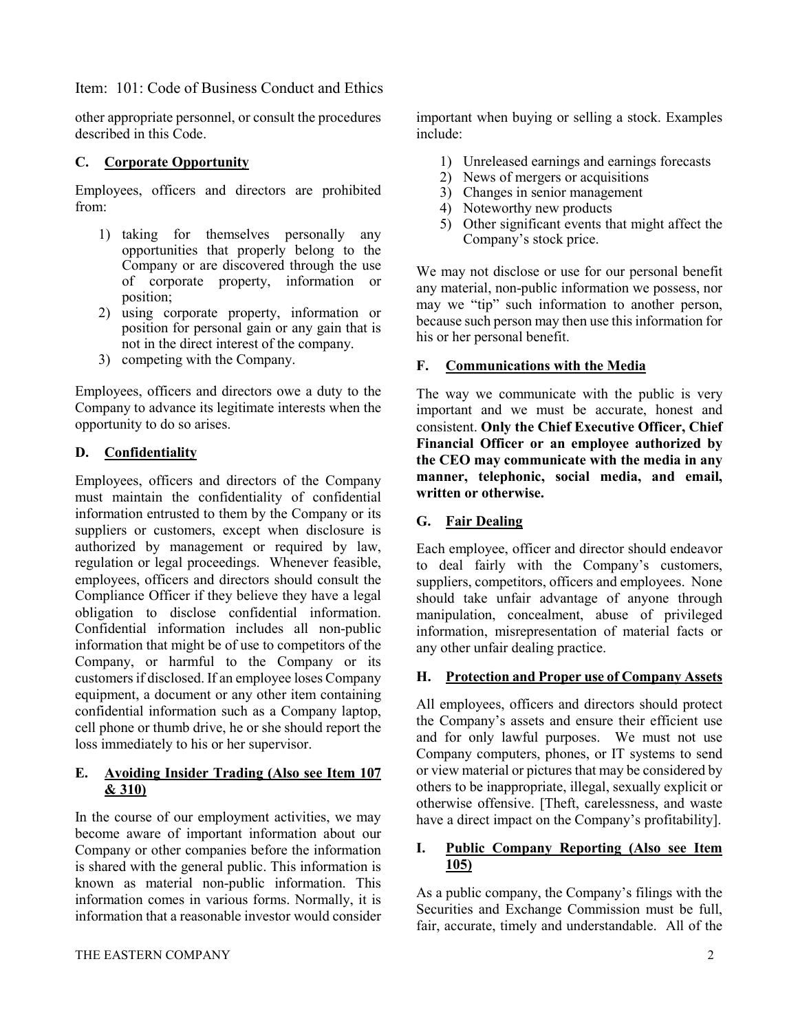other appropriate personnel, or consult the procedures described in this Code.

### C. Corporate Opportunity

Employees, officers and directors are prohibited from:

1) taking for themselves personally any opportunities that properly belong to the Company or are discovered through the use of corporate property, information or position;
2) using corporate property, information or position for personal gain or any gain that is not in the direct interest of the company.
3) competing with the Company.

Employees, officers and directors owe a duty to the Company to advance its legitimate interests when the opportunity to do so arises.

### D. Confidentiality

Employees, officers and directors of the Company must maintain the confidentiality of confidential information entrusted to them by the Company or its suppliers or customers, except when disclosure is authorized by management or required by law, regulation or legal proceedings. Whenever feasible, employees, officers and directors should consult the Compliance Officer if they believe they have a legal obligation to disclose confidential information. Confidential information includes all non-public information that might be of use to competitors of the Company, or harmful to the Company or its customers if disclosed. If an employee loses Company equipment, a document or any other item containing confidential information such as a Company laptop, cell phone or thumb drive, he or she should report the loss immediately to his or her supervisor.

### E. Avoiding Insider Trading (Also see Item 107 & 310)

In the course of our employment activities, we may become aware of important information about our Company or other companies before the information is shared with the general public. This information is known as material non-public information. This information comes in various forms. Normally, it is information that a reasonable investor would consider important when buying or selling a stock. Examples include:

1) Unreleased earnings and earnings forecasts
2) News of mergers or acquisitions
3) Changes in senior management
4) Noteworthy new products
5) Other significant events that might affect the Company's stock price.

We may not disclose or use for our personal benefit any material, non-public information we possess, nor may we "tip" such information to another person, because such person may then use this information for his or her personal benefit.

### F. Communications with the Media

The way we communicate with the public is very important and we must be accurate, honest and consistent. **Only the Chief Executive Officer, Chief Financial Officer or an employee authorized by the CEO may communicate with the media in any manner, telephonic, social media, and email, written or otherwise.**

### G. Fair Dealing

Each employee, officer and director should endeavor to deal fairly with the Company's customers, suppliers, competitors, officers and employees. None should take unfair advantage of anyone through manipulation, concealment, abuse of privileged information, misrepresentation of material facts or any other unfair dealing practice.

### H. Protection and Proper use of Company Assets

All employees, officers and directors should protect the Company's assets and ensure their efficient use and for only lawful purposes. We must not use Company computers, phones, or IT systems to send or view material or pictures that may be considered by others to be inappropriate, illegal, sexually explicit or otherwise offensive. [Theft, carelessness, and waste have a direct impact on the Company's profitability].

### I. Public Company Reporting (Also see Item 105)

As a public company, the Company's filings with the Securities and Exchange Commission must be full, fair, accurate, timely and understandable. All of the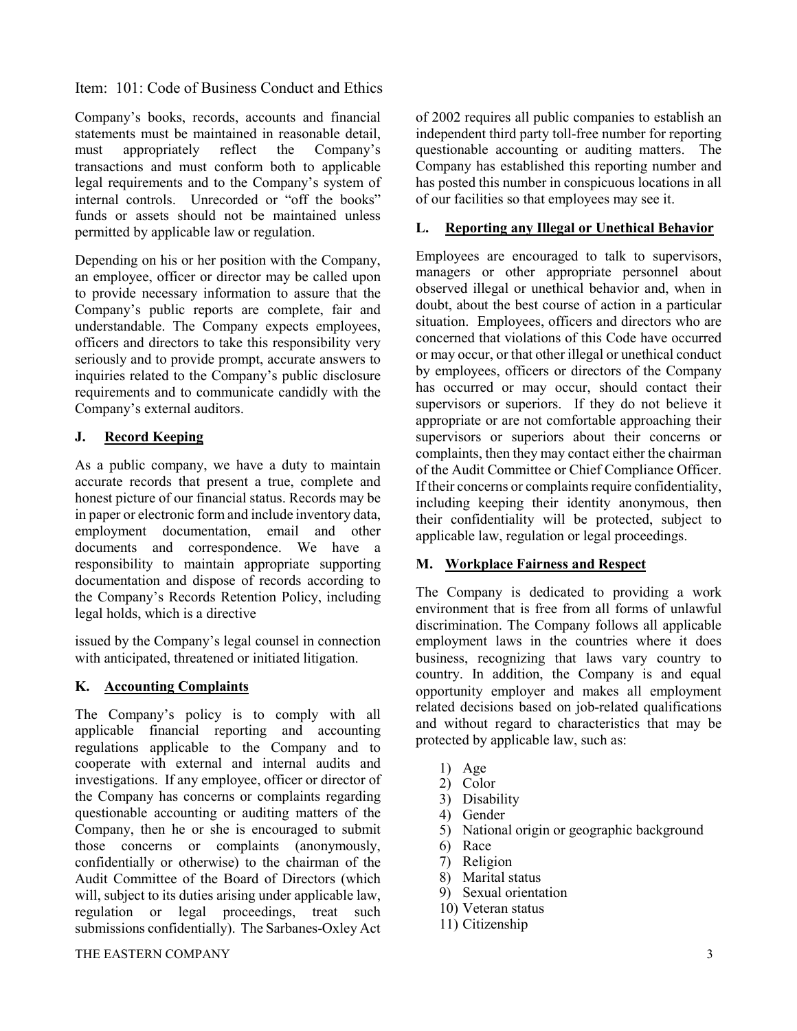Item: 101: Code of Business Conduct and Ethics

Company's books, records, accounts and financial statements must be maintained in reasonable detail, must appropriately reflect the Company's transactions and must conform both to applicable legal requirements and to the Company's system of internal controls. Unrecorded or "off the books" funds or assets should not be maintained unless permitted by applicable law or regulation.

Depending on his or her position with the Company, an employee, officer or director may be called upon to provide necessary information to assure that the Company's public reports are complete, fair and understandable. The Company expects employees, officers and directors to take this responsibility very seriously and to provide prompt, accurate answers to inquiries related to the Company's public disclosure requirements and to communicate candidly with the Company's external auditors.

### J. Record Keeping

As a public company, we have a duty to maintain accurate records that present a true, complete and honest picture of our financial status. Records may be in paper or electronic form and include inventory data, employment documentation, email and other documents and correspondence. We have a responsibility to maintain appropriate supporting documentation and dispose of records according to the Company's Records Retention Policy, including legal holds, which is a directive issued by the Company's legal counsel in connection with anticipated, threatened or initiated litigation.

### K. Accounting Complaints

The Company's policy is to comply with all applicable financial reporting and accounting regulations applicable to the Company and to cooperate with external and internal audits and investigations. If any employee, officer or director of the Company has concerns or complaints regarding questionable accounting or auditing matters of the Company, then he or she is encouraged to submit those concerns or complaints (anonymously, confidentially or otherwise) to the chairman of the Audit Committee of the Board of Directors (which will, subject to its duties arising under applicable law, regulation or legal proceedings, treat such submissions confidentially). The Sarbanes-Oxley Act of 2002 requires all public companies to establish an independent third party toll-free number for reporting questionable accounting or auditing matters. The Company has established this reporting number and has posted this number in conspicuous locations in all of our facilities so that employees may see it.

### L. Reporting any Illegal or Unethical Behavior

Employees are encouraged to talk to supervisors, managers or other appropriate personnel about observed illegal or unethical behavior and, when in doubt, about the best course of action in a particular situation. Employees, officers and directors who are concerned that violations of this Code have occurred or may occur, or that other illegal or unethical conduct by employees, officers or directors of the Company has occurred or may occur, should contact their supervisors or superiors. If they do not believe it appropriate or are not comfortable approaching their supervisors or superiors about their concerns or complaints, then they may contact either the chairman of the Audit Committee or Chief Compliance Officer. If their concerns or complaints require confidentiality, including keeping their identity anonymous, then their confidentiality will be protected, subject to applicable law, regulation or legal proceedings.

### M. Workplace Fairness and Respect

The Company is dedicated to providing a work environment that is free from all forms of unlawful discrimination. The Company follows all applicable employment laws in the countries where it does business, recognizing that laws vary country to country. In addition, the Company is and equal opportunity employer and makes all employment related decisions based on job-related qualifications and without regard to characteristics that may be protected by applicable law, such as:

1) Age
2) Color
3) Disability
4) Gender
5) National origin or geographic background
6) Race
7) Religion
8) Marital status
9) Sexual orientation
10) Veteran status
11) Citizenship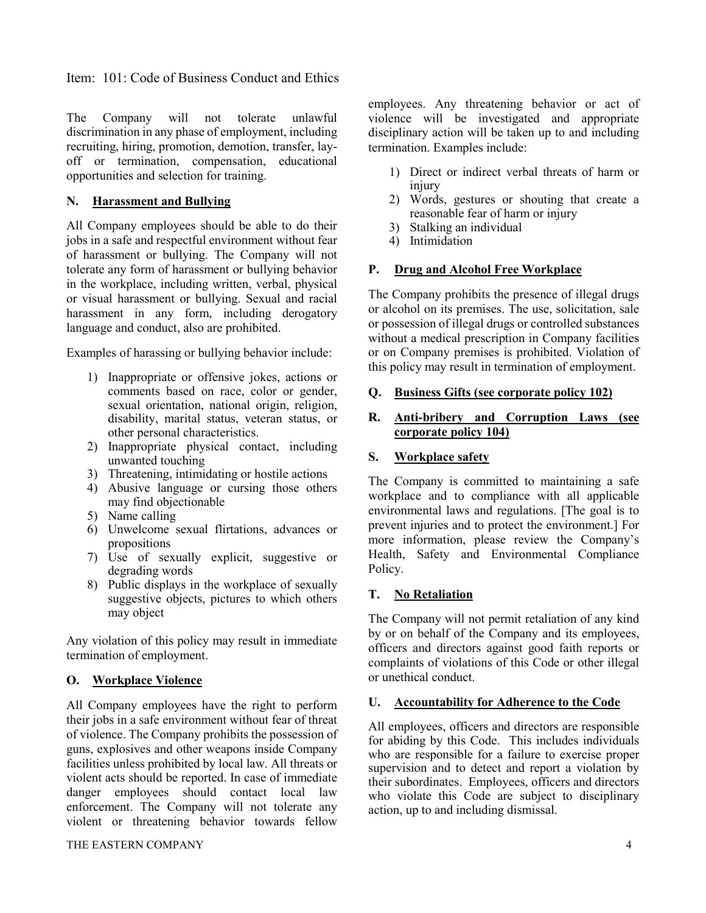The Company will not tolerate unlawful discrimination in any phase of employment, including recruiting, hiring, promotion, demotion, transfer, lay-off or termination, compensation, educational opportunities and selection for training.

## N. Harassment and Bullying

All Company employees should be able to do their jobs in a safe and respectful environment without fear of harassment or bullying. The Company will not tolerate any form of harassment or bullying behavior in the workplace, including written, verbal, physical or visual harassment or bullying. Sexual and racial harassment in any form, including derogatory language and conduct, also are prohibited.

Examples of harassing or bullying behavior include:

1) Inappropriate or offensive jokes, actions or comments based on race, color or gender, sexual orientation, national origin, religion, disability, marital status, veteran status, or other personal characteristics.
2) Inappropriate physical contact, including unwanted touching
3) Threatening, intimidating or hostile actions
4) Abusive language or cursing those others may find objectionable
5) Name calling
6) Unwelcome sexual flirtations, advances or propositions
7) Use of sexually explicit, suggestive or degrading words
8) Public displays in the workplace of sexually suggestive objects, pictures to which others may object

Any violation of this policy may result in immediate termination of employment.

## O. Workplace Violence

All Company employees have the right to perform their jobs in a safe environment without fear of threat of violence. The Company prohibits the possession of guns, explosives and other weapons inside Company facilities unless prohibited by local law. All threats or violent acts should be reported. In case of immediate danger employees should contact local law enforcement. The Company will not tolerate any violent or threatening behavior towards fellow employees. Any threatening behavior or act of violence will be investigated and appropriate disciplinary action will be taken up to and including termination. Examples include:

1) Direct or indirect verbal threats of harm or injury
2) Words, gestures or shouting that create a reasonable fear of harm or injury
3) Stalking an individual
4) Intimidation

## P. Drug and Alcohol Free Workplace

The Company prohibits the presence of illegal drugs or alcohol on its premises. The use, solicitation, sale or possession of illegal drugs or controlled substances without a medical prescription in Company facilities or on Company premises is prohibited. Violation of this policy may result in termination of employment.

## Q. Business Gifts (see corporate policy 102)

## R. Anti-bribery and Corruption Laws (see corporate policy 104)

## S. Workplace safety

The Company is committed to maintaining a safe workplace and to compliance with all applicable environmental laws and regulations. [The goal is to prevent injuries and to protect the environment.] For more information, please review the Company's Health, Safety and Environmental Compliance Policy.

## T. No Retaliation

The Company will not permit retaliation of any kind by or on behalf of the Company and its employees, officers and directors against good faith reports or complaints of violations of this Code or other illegal or unethical conduct.

## U. Accountability for Adherence to the Code

All employees, officers and directors are responsible for abiding by this Code. This includes individuals who are responsible for a failure to exercise proper supervision and to detect and report a violation by their subordinates. Employees, officers and directors who violate this Code are subject to disciplinary action, up to and including dismissal.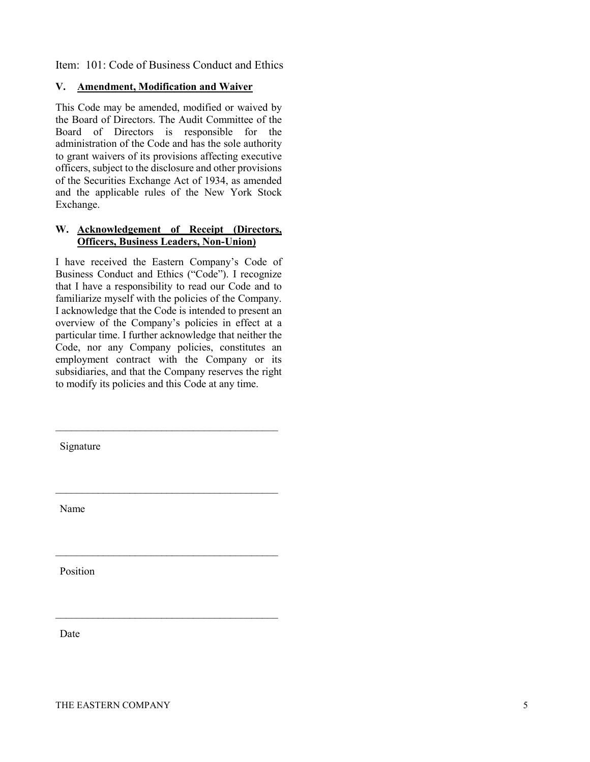Item: 101: Code of Business Conduct and Ethics

## V. Amendment, Modification and Waiver

This Code may be amended, modified or waived by the Board of Directors. The Audit Committee of the Board of Directors is responsible for the administration of the Code and has the sole authority to grant waivers of its provisions affecting executive officers, subject to the disclosure and other provisions of the Securities Exchange Act of 1934, as amended and the applicable rules of the New York Stock Exchange.

## W. Acknowledgement of Receipt (Directors, Officers, Business Leaders, Non-Union)

I have received the Eastern Company's Code of Business Conduct and Ethics ("Code"). I recognize that I have a responsibility to read our Code and to familiarize myself with the policies of the Company. I acknowledge that the Code is intended to present an overview of the Company's policies in effect at a particular time. I further acknowledge that neither the Code, nor any Company policies, constitutes an employment contract with the Company or its subsidiaries, and that the Company reserves the right to modify its policies and this Code at any time.

\_\_\_\_\_\_\_\_\_\_\_\_\_\_\_\_\_\_\_\_\_\_\_\_\_\_\_\_\_\_\_\_\_\_\_\_\_\_\_\_

Signature

\_\_\_\_\_\_\_\_\_\_\_\_\_\_\_\_\_\_\_\_\_\_\_\_\_\_\_\_\_\_\_\_\_\_\_\_\_\_\_\_

Name

\_\_\_\_\_\_\_\_\_\_\_\_\_\_\_\_\_\_\_\_\_\_\_\_\_\_\_\_\_\_\_\_\_\_\_\_\_\_\_\_

Position

\_\_\_\_\_\_\_\_\_\_\_\_\_\_\_\_\_\_\_\_\_\_\_\_\_\_\_\_\_\_\_\_\_\_\_\_\_\_\_\_

Date